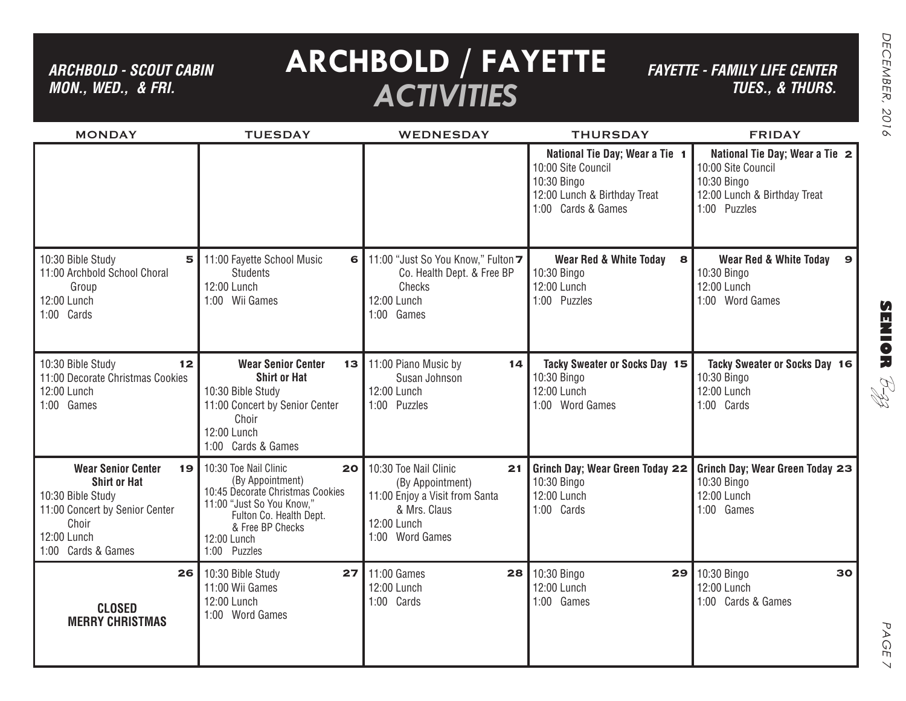# ARCHBOLD / FAYETTE *ACTIVITIES*

***ARCHBOLD - SCOUT CABIN MON., WED., & FRI.***

***FAYETTE - FAMILY LIFE CENTER TUES., & THURS.***

| MONDAY | TUESDAY | WEDNESDAY | THURSDAY | FRIDAY |
|---|---|---|---|---|
| | | | **1** **National Tie Day; Wear a Tie**<br>10:00 Site Council<br>10:30 Bingo<br>12:00 Lunch & Birthday Treat<br>1:00 Cards & Games | **2** **National Tie Day; Wear a Tie**<br>10:00 Site Council<br>10:30 Bingo<br>12:00 Lunch & Birthday Treat<br>1:00 Puzzles |
| **5**<br>10:30 Bible Study<br>11:00 Archbold School Choral Group<br>12:00 Lunch<br>1:00 Cards | **6**<br>11:00 Fayette School Music Students<br>12:00 Lunch<br>1:00 Wii Games | **7**<br>11:00 "Just So You Know," Fulton Co. Health Dept. & Free BP Checks<br>12:00 Lunch<br>1:00 Games | **8** **Wear Red & White Today**<br>10:30 Bingo<br>12:00 Lunch<br>1:00 Puzzles | **9** **Wear Red & White Today**<br>10:30 Bingo<br>12:00 Lunch<br>1:00 Word Games |
| **12**<br>10:30 Bible Study<br>11:00 Decorate Christmas Cookies<br>12:00 Lunch<br>1:00 Games | **13** **Wear Senior Center Shirt or Hat**<br>10:30 Bible Study<br>11:00 Concert by Senior Center Choir<br>12:00 Lunch<br>1:00 Cards & Games | **14**<br>11:00 Piano Music by Susan Johnson<br>12:00 Lunch<br>1:00 Puzzles | **15** **Tacky Sweater or Socks Day**<br>10:30 Bingo<br>12:00 Lunch<br>1:00 Word Games | **16** **Tacky Sweater or Socks Day**<br>10:30 Bingo<br>12:00 Lunch<br>1:00 Cards |
| **19** **Wear Senior Center Shirt or Hat**<br>10:30 Bible Study<br>11:00 Concert by Senior Center Choir<br>12:00 Lunch<br>1:00 Cards & Games | **20**<br>10:30 Toe Nail Clinic (By Appointment)<br>10:45 Decorate Christmas Cookies<br>11:00 "Just So You Know," Fulton Co. Health Dept. & Free BP Checks<br>12:00 Lunch<br>1:00 Puzzles | **21**<br>10:30 Toe Nail Clinic (By Appointment)<br>11:00 Enjoy a Visit from Santa & Mrs. Claus<br>12:00 Lunch<br>1:00 Word Games | **22** **Grinch Day; Wear Green Today**<br>10:30 Bingo<br>12:00 Lunch<br>1:00 Cards | **23** **Grinch Day; Wear Green Today**<br>10:30 Bingo<br>12:00 Lunch<br>1:00 Games |
| **26**<br>**CLOSED MERRY CHRISTMAS** | **27**<br>10:30 Bible Study<br>11:00 Wii Games<br>12:00 Lunch<br>1:00 Word Games | **28**<br>11:00 Games<br>12:00 Lunch<br>1:00 Cards | **29**<br>10:30 Bingo<br>12:00 Lunch<br>1:00 Games | **30**<br>10:30 Bingo<br>12:00 Lunch<br>1:00 Cards & Games |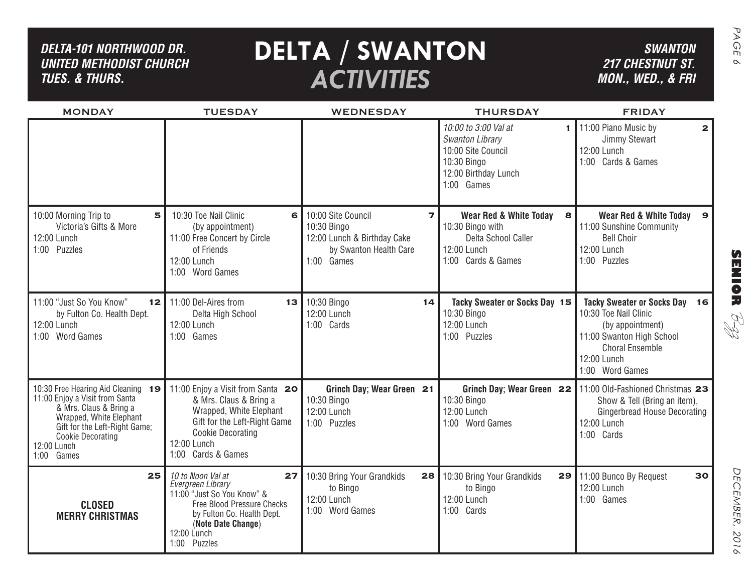# DELTA / SWANTON *ACTIVITIES*

***DELTA-101 NORTHWOOD DR.***
***UNITED METHODIST CHURCH***
***TUES. & THURS.***

***SWANTON***
***217 CHESTNUT ST.***
***MON., WED., & FRI***

| MONDAY | TUESDAY | WEDNESDAY | THURSDAY | FRIDAY |
|---|---|---|---|---|
| | | | **1** *10:00 to 3:00 Val at Swanton Library*<br>10:00 Site Council<br>10:30 Bingo<br>12:00 Birthday Lunch<br>1:00 Games | **2** 11:00 Piano Music by Jimmy Stewart<br>12:00 Lunch<br>1:00 Cards & Games |
| **5** 10:00 Morning Trip to Victoria's Gifts & More<br>12:00 Lunch<br>1:00 Puzzles | **6** 10:30 Toe Nail Clinic (by appointment)<br>11:00 Free Concert by Circle of Friends<br>12:00 Lunch<br>1:00 Word Games | **7** 10:00 Site Council<br>10:30 Bingo<br>12:00 Lunch & Birthday Cake by Swanton Health Care<br>1:00 Games | **8** **Wear Red & White Today**<br>10:30 Bingo with Delta School Caller<br>12:00 Lunch<br>1:00 Cards & Games | **9** **Wear Red & White Today**<br>11:00 Sunshine Community Bell Choir<br>12:00 Lunch<br>1:00 Puzzles |
| **12** 11:00 "Just So You Know" by Fulton Co. Health Dept.<br>12:00 Lunch<br>1:00 Word Games | **13** 11:00 Del-Aires from Delta High School<br>12:00 Lunch<br>1:00 Games | **14** 10:30 Bingo<br>12:00 Lunch<br>1:00 Cards | **15** **Tacky Sweater or Socks Day**<br>10:30 Bingo<br>12:00 Lunch<br>1:00 Puzzles | **16** **Tacky Sweater or Socks Day**<br>10:30 Toe Nail Clinic (by appointment)<br>11:00 Swanton High School Choral Ensemble<br>12:00 Lunch<br>1:00 Word Games |
| **19** 10:30 Free Hearing Aid Cleaning<br>11:00 Enjoy a Visit from Santa & Mrs. Claus & Bring a Wrapped, White Elephant Gift for the Left-Right Game; Cookie Decorating<br>12:00 Lunch<br>1:00 Games | **20** 11:00 Enjoy a Visit from Santa & Mrs. Claus & Bring a Wrapped, White Elephant Gift for the Left-Right Game Cookie Decorating<br>12:00 Lunch<br>1:00 Cards & Games | **21** **Grinch Day; Wear Green**<br>10:30 Bingo<br>12:00 Lunch<br>1:00 Puzzles | **22** **Grinch Day; Wear Green**<br>10:30 Bingo<br>12:00 Lunch<br>1:00 Word Games | **23** 11:00 Old-Fashioned Christmas Show & Tell (Bring an item), Gingerbread House Decorating<br>12:00 Lunch<br>1:00 Cards |
| **25** **CLOSED MERRY CHRISTMAS** | **27** *10 to Noon Val at Evergreen Library*<br>11:00 "Just So You Know" & Free Blood Pressure Checks by Fulton Co. Health Dept. (**Note Date Change**)<br>12:00 Lunch<br>1:00 Puzzles | **28** 10:30 Bring Your Grandkids to Bingo<br>12:00 Lunch<br>1:00 Word Games | **29** 10:30 Bring Your Grandkids to Bingo<br>12:00 Lunch<br>1:00 Cards | **30** 11:00 Bunco By Request<br>12:00 Lunch<br>1:00 Games |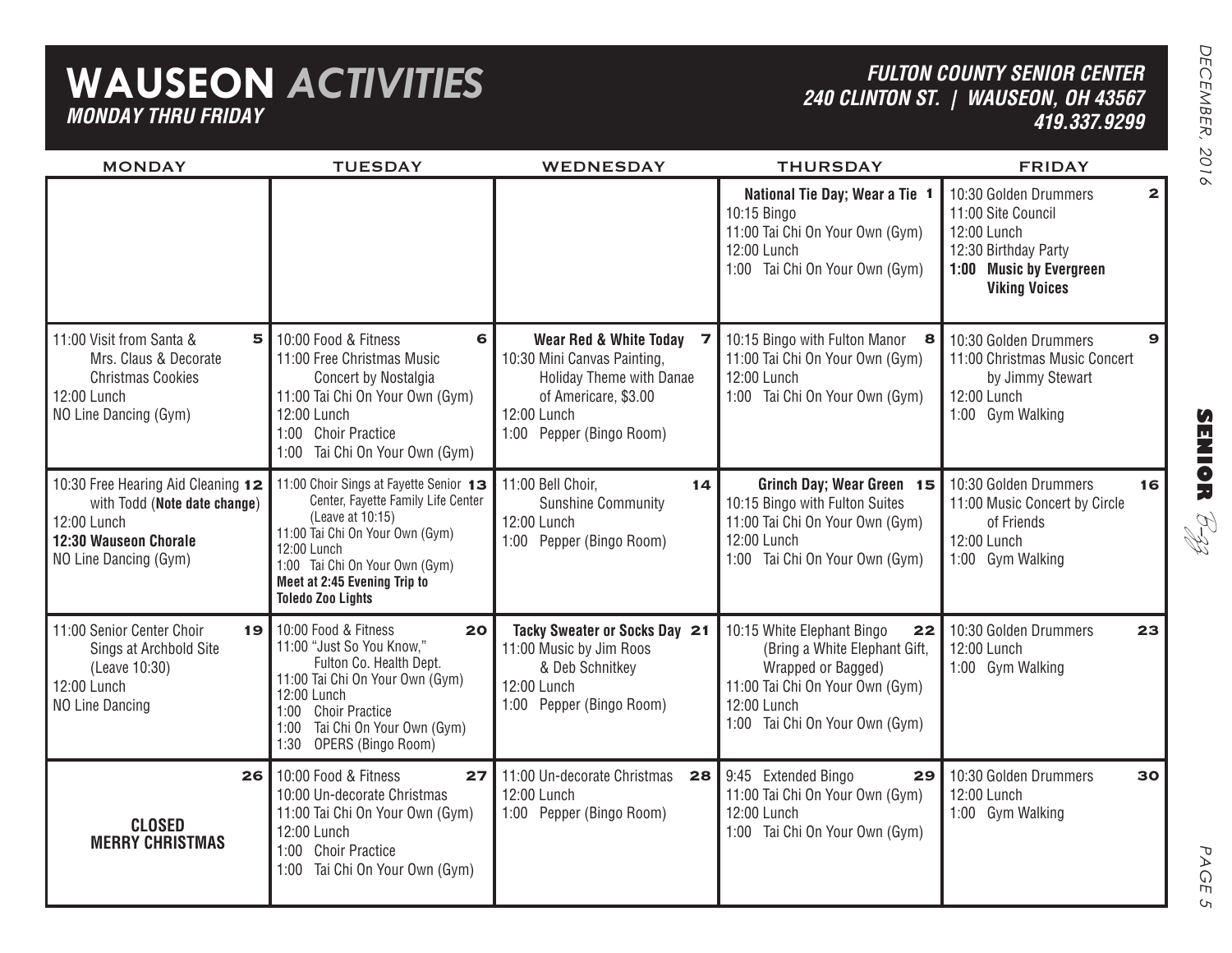# WAUSEON *ACTIVITIES*

***MONDAY THRU FRIDAY***

***FULTON COUNTY SENIOR CENTER***
***240 CLINTON ST. | WAUSEON, OH 43567***
***419.337.9299***

| MONDAY | TUESDAY | WEDNESDAY | THURSDAY | FRIDAY |
|---|---|---|---|---|
| | | | **1** **National Tie Day; Wear a Tie**<br>10:15 Bingo<br>11:00 Tai Chi On Your Own (Gym)<br>12:00 Lunch<br>1:00 Tai Chi On Your Own (Gym) | **2**<br>10:30 Golden Drummers<br>11:00 Site Council<br>12:00 Lunch<br>12:30 Birthday Party<br>**1:00 Music by Evergreen Viking Voices** |
| **5**<br>11:00 Visit from Santa & Mrs. Claus & Decorate Christmas Cookies<br>12:00 Lunch<br>NO Line Dancing (Gym) | **6**<br>10:00 Food & Fitness<br>11:00 Free Christmas Music Concert by Nostalgia<br>11:00 Tai Chi On Your Own (Gym)<br>12:00 Lunch<br>1:00 Choir Practice<br>1:00 Tai Chi On Your Own (Gym) | **7** **Wear Red & White Today**<br>10:30 Mini Canvas Painting, Holiday Theme with Danae of Americare, $3.00<br>12:00 Lunch<br>1:00 Pepper (Bingo Room) | **8**<br>10:15 Bingo with Fulton Manor<br>11:00 Tai Chi On Your Own (Gym)<br>12:00 Lunch<br>1:00 Tai Chi On Your Own (Gym) | **9**<br>10:30 Golden Drummers<br>11:00 Christmas Music Concert by Jimmy Stewart<br>12:00 Lunch<br>1:00 Gym Walking |
| **12**<br>10:30 Free Hearing Aid Cleaning with Todd (**Note date change**)<br>12:00 Lunch<br>**12:30 Wauseon Chorale**<br>NO Line Dancing (Gym) | **13**<br>11:00 Choir Sings at Fayette Senior Center, Fayette Family Life Center (Leave at 10:15)<br>11:00 Tai Chi On Your Own (Gym)<br>12:00 Lunch<br>1:00 Tai Chi On Your Own (Gym)<br>**Meet at 2:45 Evening Trip to Toledo Zoo Lights** | **14**<br>11:00 Bell Choir, Sunshine Community<br>12:00 Lunch<br>1:00 Pepper (Bingo Room) | **15** **Grinch Day; Wear Green**<br>10:15 Bingo with Fulton Suites<br>11:00 Tai Chi On Your Own (Gym)<br>12:00 Lunch<br>1:00 Tai Chi On Your Own (Gym) | **16**<br>10:30 Golden Drummers<br>11:00 Music Concert by Circle of Friends<br>12:00 Lunch<br>1:00 Gym Walking |
| **19**<br>11:00 Senior Center Choir Sings at Archbold Site (Leave 10:30)<br>12:00 Lunch<br>NO Line Dancing | **20**<br>10:00 Food & Fitness<br>11:00 "Just So You Know," Fulton Co. Health Dept.<br>11:00 Tai Chi On Your Own (Gym)<br>12:00 Lunch<br>1:00 Choir Practice<br>1:00 Tai Chi On Your Own (Gym)<br>1:30 OPERS (Bingo Room) | **21** **Tacky Sweater or Socks Day**<br>11:00 Music by Jim Roos & Deb Schnitkey<br>12:00 Lunch<br>1:00 Pepper (Bingo Room) | **22**<br>10:15 White Elephant Bingo (Bring a White Elephant Gift, Wrapped or Bagged)<br>11:00 Tai Chi On Your Own (Gym)<br>12:00 Lunch<br>1:00 Tai Chi On Your Own (Gym) | **23**<br>10:30 Golden Drummers<br>12:00 Lunch<br>1:00 Gym Walking |
| **26**<br>**CLOSED**<br>**MERRY CHRISTMAS** | **27**<br>10:00 Food & Fitness<br>10:00 Un-decorate Christmas<br>11:00 Tai Chi On Your Own (Gym)<br>12:00 Lunch<br>1:00 Choir Practice<br>1:00 Tai Chi On Your Own (Gym) | **28**<br>11:00 Un-decorate Christmas<br>12:00 Lunch<br>1:00 Pepper (Bingo Room) | **29**<br>9:45 Extended Bingo<br>11:00 Tai Chi On Your Own (Gym)<br>12:00 Lunch<br>1:00 Tai Chi On Your Own (Gym) | **30**<br>10:30 Golden Drummers<br>12:00 Lunch<br>1:00 Gym Walking |